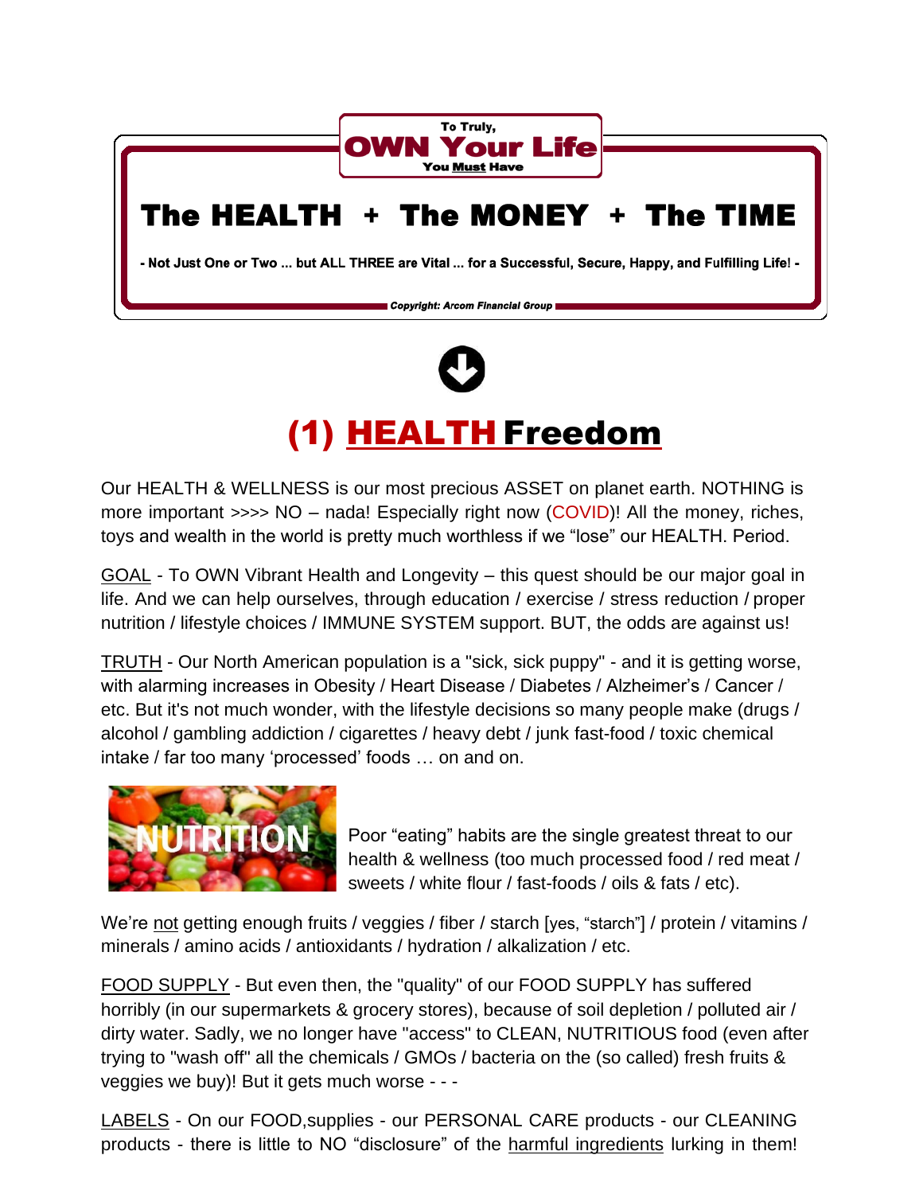To Truly,

**OWN Your Life**

You **Must** Have

# The HEALTH + The MONEY + The TIME

**- Not Just One or Two ... but ALL THREE are Vital ... for a Successful, Secure, Happy, and Fulfilling Life! -**

***Copyright: Arcom Financial Group***

## (1) HEALTH Freedom

Our HEALTH & WELLNESS is our most precious ASSET on planet earth. NOTHING is more important >>>> NO – nada! Especially right now (COVID)! All the money, riches, toys and wealth in the world is pretty much worthless if we "lose" our HEALTH. Period.

GOAL - To OWN Vibrant Health and Longevity – this quest should be our major goal in life. And we can help ourselves, through education / exercise / stress reduction / proper nutrition / lifestyle choices / IMMUNE SYSTEM support. BUT, the odds are against us!

TRUTH - Our North American population is a "sick, sick puppy" - and it is getting worse, with alarming increases in Obesity / Heart Disease / Diabetes / Alzheimer's / Cancer / etc. But it's not much wonder, with the lifestyle decisions so many people make (drugs / alcohol / gambling addiction / cigarettes / heavy debt / junk fast-food / toxic chemical intake / far too many 'processed' foods … on and on.

NUTRITION

Poor "eating" habits are the single greatest threat to our health & wellness (too much processed food / red meat / sweets / white flour / fast-foods / oils & fats / etc).

We're not getting enough fruits / veggies / fiber / starch [yes, "starch"] / protein / vitamins / minerals / amino acids / antioxidants / hydration / alkalization / etc.

FOOD SUPPLY - But even then, the "quality" of our FOOD SUPPLY has suffered horribly (in our supermarkets & grocery stores), because of soil depletion / polluted air / dirty water. Sadly, we no longer have "access" to CLEAN, NUTRITIOUS food (even after trying to "wash off" all the chemicals / GMOs / bacteria on the (so called) fresh fruits & veggies we buy)! But it gets much worse - - -

LABELS - On our FOOD,supplies - our PERSONAL CARE products - our CLEANING products - there is little to NO "disclosure" of the harmful ingredients lurking in them!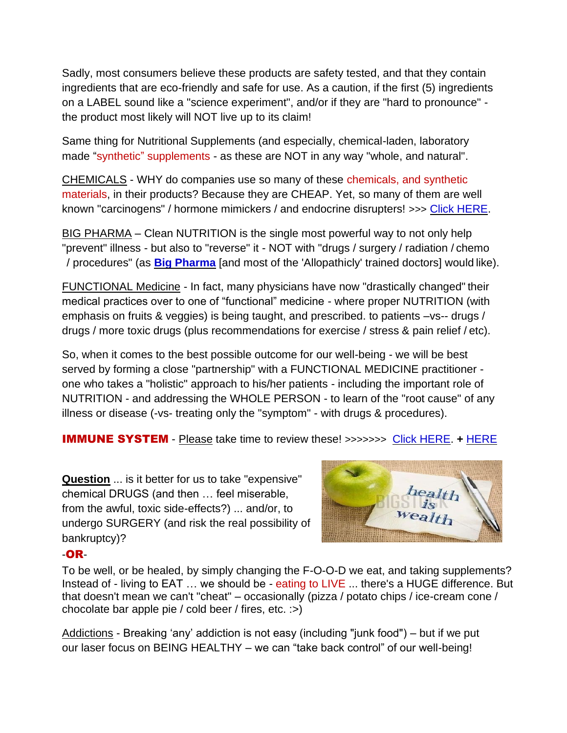Sadly, most consumers believe these products are safety tested, and that they contain ingredients that are eco-friendly and safe for use. As a caution, if the first (5) ingredients on a LABEL sound like a "science experiment", and/or if they are "hard to pronounce" - the product most likely will NOT live up to its claim!

Same thing for Nutritional Supplements (and especially, chemical-laden, laboratory made "synthetic" supplements - as these are NOT in any way "whole, and natural".

CHEMICALS - WHY do companies use so many of these chemicals, and synthetic materials, in their products? Because they are CHEAP. Yet, so many of them are well known "carcinogens" / hormone mimickers / and endocrine disrupters! >>> Click HERE.

BIG PHARMA – Clean NUTRITION is the single most powerful way to not only help "prevent" illness - but also to "reverse" it - NOT with "drugs / surgery / radiation / chemo / procedures" (as **Big Pharma** [and most of the 'Allopathicly' trained doctors] would like).

FUNCTIONAL Medicine - In fact, many physicians have now "drastically changed" their medical practices over to one of "functional" medicine - where proper NUTRITION (with emphasis on fruits & veggies) is being taught, and prescribed. to patients –vs-- drugs / drugs / more toxic drugs (plus recommendations for exercise / stress & pain relief / etc).

So, when it comes to the best possible outcome for our well-being - we will be best served by forming a close "partnership" with a FUNCTIONAL MEDICINE practitioner - one who takes a "holistic" approach to his/her patients - including the important role of NUTRITION - and addressing the WHOLE PERSON - to learn of the "root cause" of any illness or disease (-vs- treating only the "symptom" - with drugs & procedures).

**IMMUNE SYSTEM** - Please take time to review these! >>>>>>> Click HERE. **+** HERE

**Question** ... is it better for us to take "expensive" chemical DRUGS (and then … feel miserable, from the awful, toxic side-effects?) ... and/or, to undergo SURGERY (and risk the real possibility of bankruptcy)?

-**OR**-

To be well, or be healed, by simply changing the F-O-O-D we eat, and taking supplements? Instead of - living to EAT … we should be - eating to LIVE ... there's a HUGE difference. But that doesn't mean we can't "cheat" – occasionally (pizza / potato chips / ice-cream cone / chocolate bar apple pie / cold beer / fires, etc. :>)

Addictions - Breaking 'any' addiction is not easy (including "junk food") – but if we put our laser focus on BEING HEALTHY – we can "take back control" of our well-being!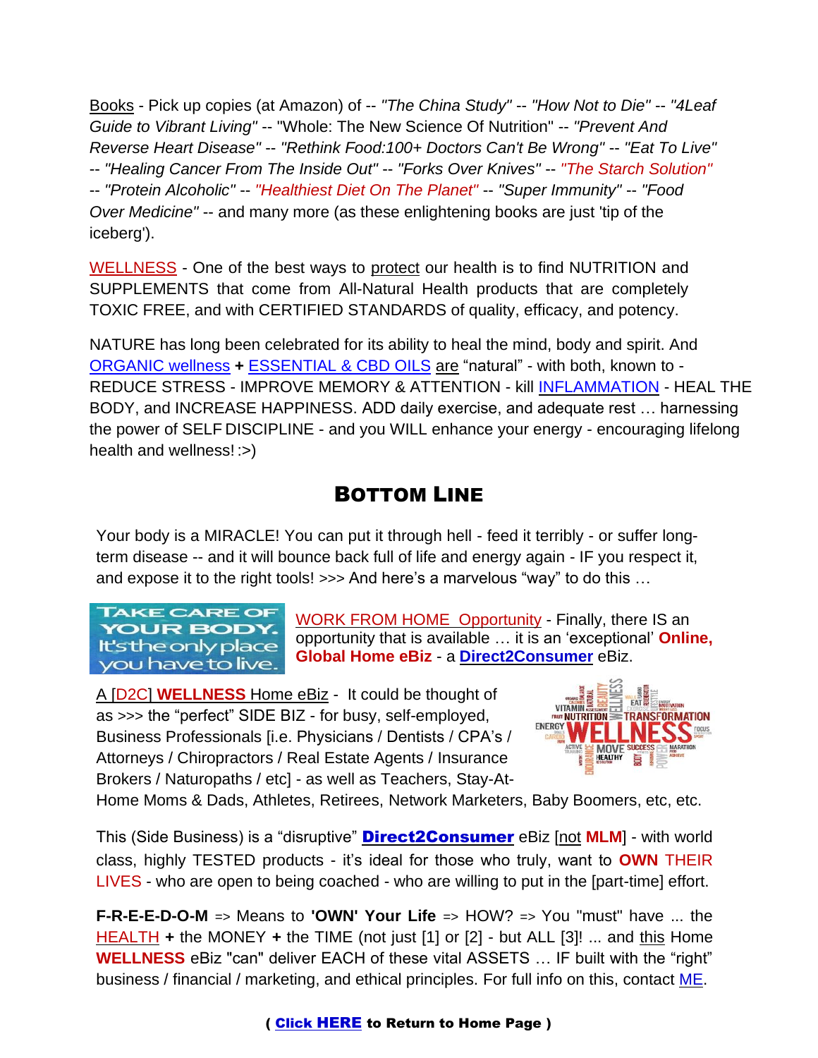Books - Pick up copies (at Amazon) of -- *"The China Study"* -- *"How Not to Die"* -- *"4Leaf Guide to Vibrant Living"* -- "Whole: The New Science Of Nutrition" -- *"Prevent And Reverse Heart Disease"* -- *"Rethink Food:100+ Doctors Can't Be Wrong"* -- *"Eat To Live"* -- *"Healing Cancer From The Inside Out"* -- *"Forks Over Knives"* -- *"The Starch Solution"* -- *"Protein Alcoholic"* -- *"Healthiest Diet On The Planet"* -- *"Super Immunity"* -- *"Food Over Medicine"* -- and many more (as these enlightening books are just 'tip of the iceberg').

WELLNESS - One of the best ways to protect our health is to find NUTRITION and SUPPLEMENTS that come from All-Natural Health products that are completely TOXIC FREE, and with CERTIFIED STANDARDS of quality, efficacy, and potency.

NATURE has long been celebrated for its ability to heal the mind, body and spirit. And ORGANIC wellness **+** ESSENTIAL & CBD OILS are "natural" - with both, known to - REDUCE STRESS - IMPROVE MEMORY & ATTENTION - kill INFLAMMATION - HEAL THE BODY, and INCREASE HAPPINESS. ADD daily exercise, and adequate rest … harnessing the power of SELF DISCIPLINE - and you WILL enhance your energy - encouraging lifelong health and wellness! :>)

## BOTTOM LINE

Your body is a MIRACLE! You can put it through hell - feed it terribly - or suffer long-term disease -- and it will bounce back full of life and energy again - IF you respect it, and expose it to the right tools! >>> And here's a marvelous "way" to do this …

TAKE CARE OF YOUR BODY. It's the only place you have to live.

WORK FROM HOME Opportunity - Finally, there IS an opportunity that is available … it is an 'exceptional' **Online, Global Home eBiz** - a **Direct2Consumer** eBiz.

A [D2C] **WELLNESS** Home eBiz - It could be thought of as >>> the "perfect" SIDE BIZ - for busy, self-employed, Business Professionals [i.e. Physicians / Dentists / CPA's / Attorneys / Chiropractors / Real Estate Agents / Insurance Brokers / Naturopaths / etc] - as well as Teachers, Stay-At-Home Moms & Dads, Athletes, Retirees, Network Marketers, Baby Boomers, etc, etc.

This (Side Business) is a "disruptive" **Direct2Consumer** eBiz [not **MLM**] - with world class, highly TESTED products - it's ideal for those who truly, want to **OWN** THEIR LIVES - who are open to being coached - who are willing to put in the [part-time] effort.

**F-R-E-E-D-O-M** => Means to **'OWN' Your Life** => HOW? => You "must" have ... the HEALTH **+** the MONEY **+** the TIME (not just [1] or [2] - but ALL [3]! ... and this Home **WELLNESS** eBiz "can" deliver EACH of these vital ASSETS … IF built with the "right" business / financial / marketing, and ethical principles. For full info on this, contact ME.

**( Click HERE to Return to Home Page )**